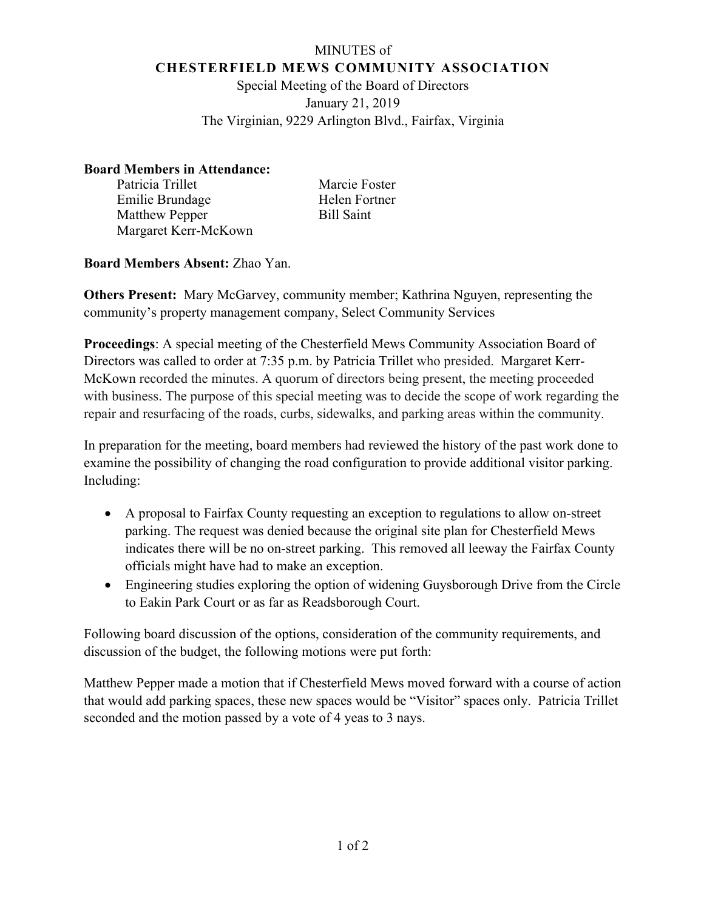# MINUTES of
## CHESTERFIELD MEWS COMMUNITY ASSOCIATION

Special Meeting of the Board of Directors
January 21, 2019
The Virginian, 9229 Arlington Blvd., Fairfax, Virginia

**Board Members in Attendance:**

- Patricia Trillet
- Emilie Brundage
- Matthew Pepper
- Margaret Kerr-McKown
- Marcie Foster
- Helen Fortner
- Bill Saint

**Board Members Absent:** Zhao Yan.

**Others Present:** Mary McGarvey, community member; Kathrina Nguyen, representing the community's property management company, Select Community Services

**Proceedings**: A special meeting of the Chesterfield Mews Community Association Board of Directors was called to order at 7:35 p.m. by Patricia Trillet who presided. Margaret Kerr-McKown recorded the minutes. A quorum of directors being present, the meeting proceeded with business. The purpose of this special meeting was to decide the scope of work regarding the repair and resurfacing of the roads, curbs, sidewalks, and parking areas within the community.

In preparation for the meeting, board members had reviewed the history of the past work done to examine the possibility of changing the road configuration to provide additional visitor parking. Including:

- A proposal to Fairfax County requesting an exception to regulations to allow on-street parking. The request was denied because the original site plan for Chesterfield Mews indicates there will be no on-street parking. This removed all leeway the Fairfax County officials might have had to make an exception.
- Engineering studies exploring the option of widening Guysborough Drive from the Circle to Eakin Park Court or as far as Readsborough Court.

Following board discussion of the options, consideration of the community requirements, and discussion of the budget, the following motions were put forth:

Matthew Pepper made a motion that if Chesterfield Mews moved forward with a course of action that would add parking spaces, these new spaces would be "Visitor" spaces only. Patricia Trillet seconded and the motion passed by a vote of 4 yeas to 3 nays.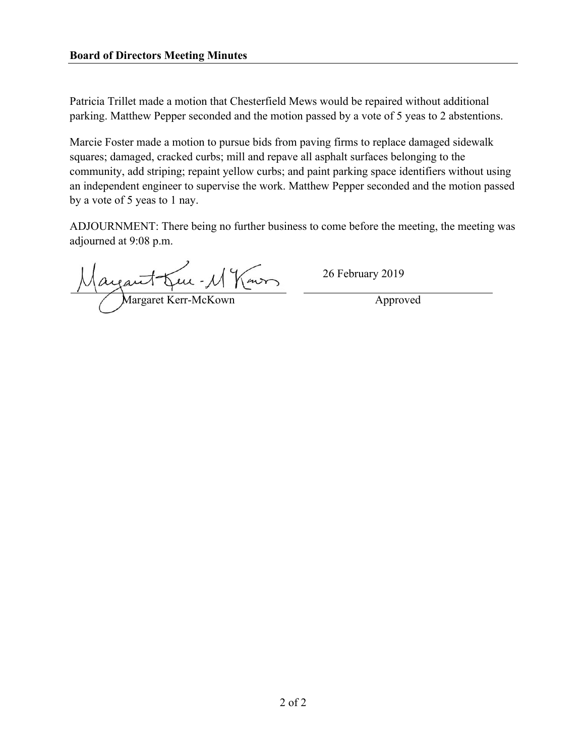**Board of Directors Meeting Minutes**

Patricia Trillet made a motion that Chesterfield Mews would be repaired without additional parking. Matthew Pepper seconded and the motion passed by a vote of 5 yeas to 2 abstentions.

Marcie Foster made a motion to pursue bids from paving firms to replace damaged sidewalk squares; damaged, cracked curbs; mill and repave all asphalt surfaces belonging to the community, add striping; repaint yellow curbs; and paint parking space identifiers without using an independent engineer to supervise the work. Matthew Pepper seconded and the motion passed by a vote of 5 yeas to 1 nay.

ADJOURNMENT: There being no further business to come before the meeting, the meeting was adjourned at 9:08 p.m.

Margaret Kerr-McKown

26 February 2019

Approved